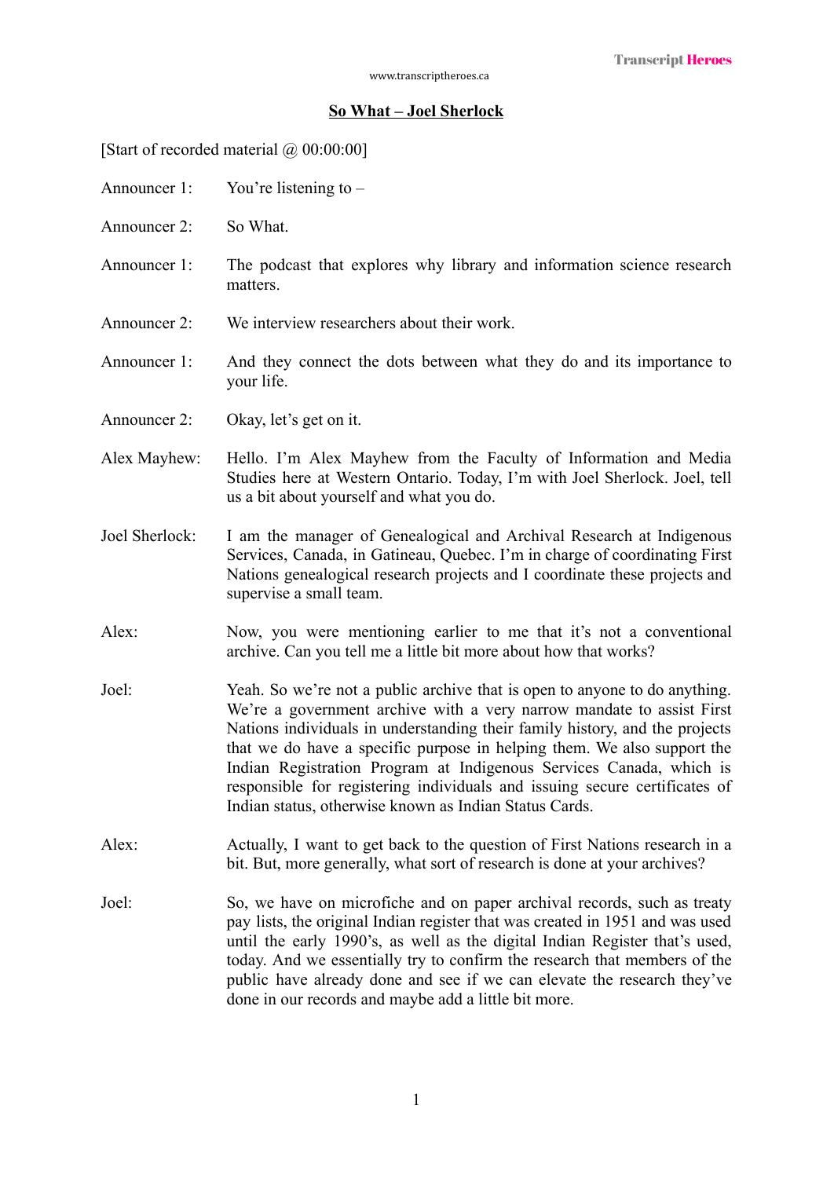## So What – Joel Sherlock

[Start of recorded material @ 00:00:00]

Announcer 1: You're listening to –

Announcer 2: So What.

Announcer 1: The podcast that explores why library and information science research matters.

Announcer 2: We interview researchers about their work.

Announcer 1: And they connect the dots between what they do and its importance to your life.

Announcer 2: Okay, let's get on it.

Alex Mayhew: Hello. I'm Alex Mayhew from the Faculty of Information and Media Studies here at Western Ontario. Today, I'm with Joel Sherlock. Joel, tell us a bit about yourself and what you do.

Joel Sherlock: I am the manager of Genealogical and Archival Research at Indigenous Services, Canada, in Gatineau, Quebec. I'm in charge of coordinating First Nations genealogical research projects and I coordinate these projects and supervise a small team.

Alex: Now, you were mentioning earlier to me that it's not a conventional archive. Can you tell me a little bit more about how that works?

Joel: Yeah. So we're not a public archive that is open to anyone to do anything. We're a government archive with a very narrow mandate to assist First Nations individuals in understanding their family history, and the projects that we do have a specific purpose in helping them. We also support the Indian Registration Program at Indigenous Services Canada, which is responsible for registering individuals and issuing secure certificates of Indian status, otherwise known as Indian Status Cards.

Alex: Actually, I want to get back to the question of First Nations research in a bit. But, more generally, what sort of research is done at your archives?

Joel: So, we have on microfiche and on paper archival records, such as treaty pay lists, the original Indian register that was created in 1951 and was used until the early 1990's, as well as the digital Indian Register that's used, today. And we essentially try to confirm the research that members of the public have already done and see if we can elevate the research they've done in our records and maybe add a little bit more.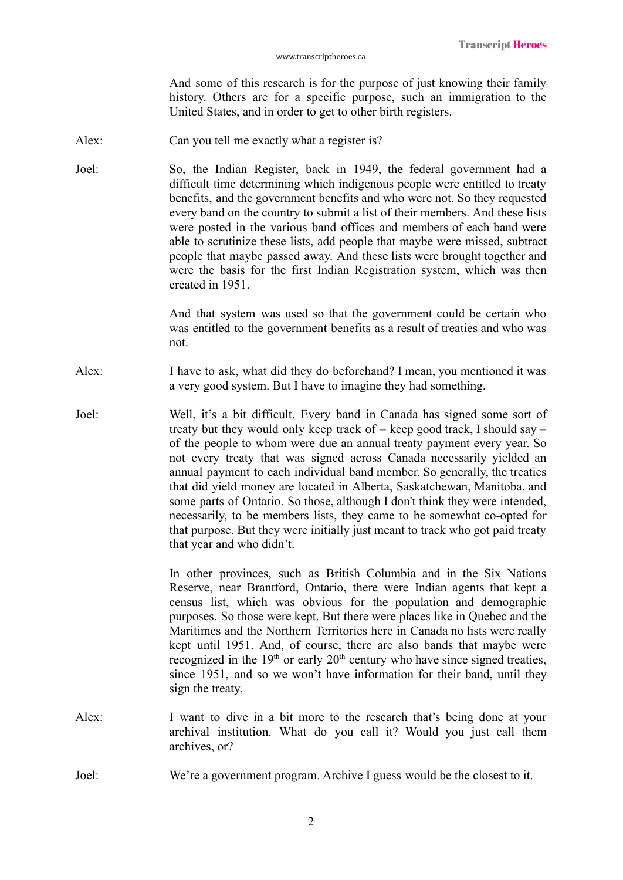And some of this research is for the purpose of just knowing their family history. Others are for a specific purpose, such an immigration to the United States, and in order to get to other birth registers.

Alex: Can you tell me exactly what a register is?

Joel: So, the Indian Register, back in 1949, the federal government had a difficult time determining which indigenous people were entitled to treaty benefits, and the government benefits and who were not. So they requested every band on the country to submit a list of their members. And these lists were posted in the various band offices and members of each band were able to scrutinize these lists, add people that maybe were missed, subtract people that maybe passed away. And these lists were brought together and were the basis for the first Indian Registration system, which was then created in 1951.

And that system was used so that the government could be certain who was entitled to the government benefits as a result of treaties and who was not.

Alex: I have to ask, what did they do beforehand? I mean, you mentioned it was a very good system. But I have to imagine they had something.

Joel: Well, it's a bit difficult. Every band in Canada has signed some sort of treaty but they would only keep track of – keep good track, I should say – of the people to whom were due an annual treaty payment every year. So not every treaty that was signed across Canada necessarily yielded an annual payment to each individual band member. So generally, the treaties that did yield money are located in Alberta, Saskatchewan, Manitoba, and some parts of Ontario. So those, although I don't think they were intended, necessarily, to be members lists, they came to be somewhat co-opted for that purpose. But they were initially just meant to track who got paid treaty that year and who didn't.

In other provinces, such as British Columbia and in the Six Nations Reserve, near Brantford, Ontario, there were Indian agents that kept a census list, which was obvious for the population and demographic purposes. So those were kept. But there were places like in Quebec and the Maritimes and the Northern Territories here in Canada no lists were really kept until 1951. And, of course, there are also bands that maybe were recognized in the 19th or early 20th century who have since signed treaties, since 1951, and so we won't have information for their band, until they sign the treaty.

Alex: I want to dive in a bit more to the research that's being done at your archival institution. What do you call it? Would you just call them archives, or?

Joel: We're a government program. Archive I guess would be the closest to it.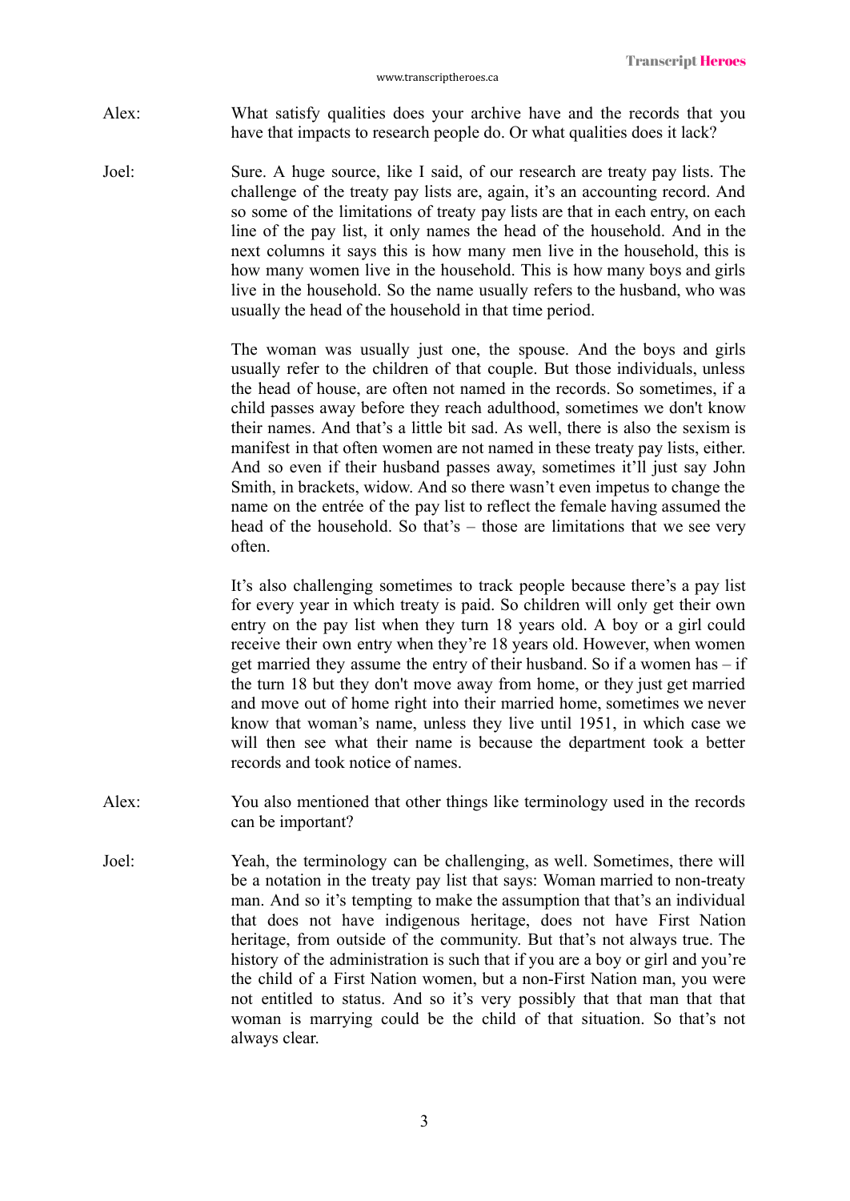Alex: What satisfy qualities does your archive have and the records that you have that impacts to research people do. Or what qualities does it lack?

Joel: Sure. A huge source, like I said, of our research are treaty pay lists. The challenge of the treaty pay lists are, again, it's an accounting record. And so some of the limitations of treaty pay lists are that in each entry, on each line of the pay list, it only names the head of the household. And in the next columns it says this is how many men live in the household, this is how many women live in the household. This is how many boys and girls live in the household. So the name usually refers to the husband, who was usually the head of the household in that time period.

The woman was usually just one, the spouse. And the boys and girls usually refer to the children of that couple. But those individuals, unless the head of house, are often not named in the records. So sometimes, if a child passes away before they reach adulthood, sometimes we don't know their names. And that's a little bit sad. As well, there is also the sexism is manifest in that often women are not named in these treaty pay lists, either. And so even if their husband passes away, sometimes it'll just say John Smith, in brackets, widow. And so there wasn't even impetus to change the name on the entrée of the pay list to reflect the female having assumed the head of the household. So that's – those are limitations that we see very often.

It's also challenging sometimes to track people because there's a pay list for every year in which treaty is paid. So children will only get their own entry on the pay list when they turn 18 years old. A boy or a girl could receive their own entry when they're 18 years old. However, when women get married they assume the entry of their husband. So if a women has – if the turn 18 but they don't move away from home, or they just get married and move out of home right into their married home, sometimes we never know that woman's name, unless they live until 1951, in which case we will then see what their name is because the department took a better records and took notice of names.

Alex: You also mentioned that other things like terminology used in the records can be important?

Joel: Yeah, the terminology can be challenging, as well. Sometimes, there will be a notation in the treaty pay list that says: Woman married to non-treaty man. And so it's tempting to make the assumption that that's an individual that does not have indigenous heritage, does not have First Nation heritage, from outside of the community. But that's not always true. The history of the administration is such that if you are a boy or girl and you're the child of a First Nation women, but a non-First Nation man, you were not entitled to status. And so it's very possibly that that man that that woman is marrying could be the child of that situation. So that's not always clear.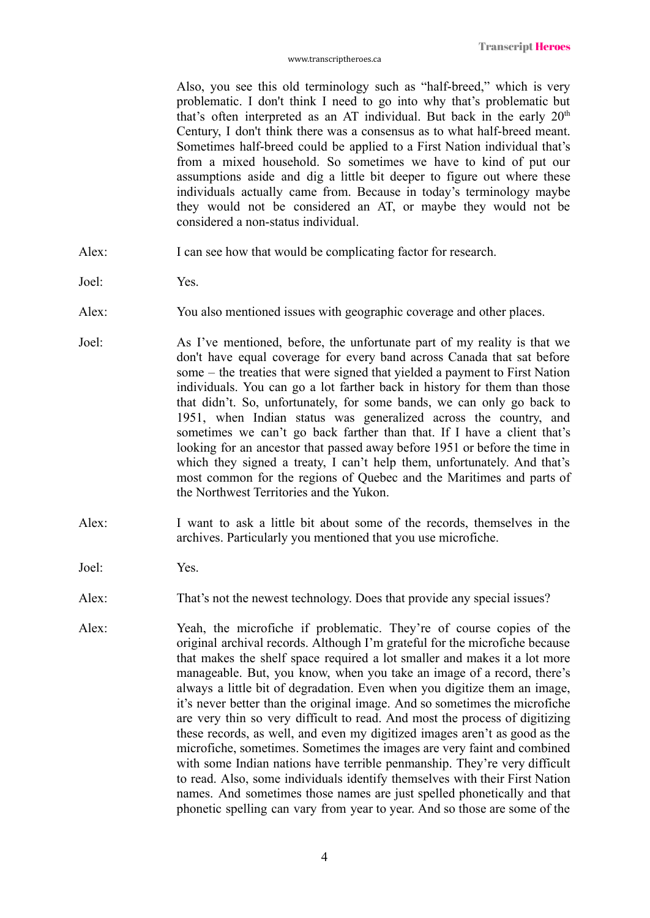Also, you see this old terminology such as "half-breed," which is very problematic. I don't think I need to go into why that's problematic but that's often interpreted as an AT individual. But back in the early 20th Century, I don't think there was a consensus as to what half-breed meant. Sometimes half-breed could be applied to a First Nation individual that's from a mixed household. So sometimes we have to kind of put our assumptions aside and dig a little bit deeper to figure out where these individuals actually came from. Because in today's terminology maybe they would not be considered an AT, or maybe they would not be considered a non-status individual.

Alex: I can see how that would be complicating factor for research.

Joel: Yes.

Alex: You also mentioned issues with geographic coverage and other places.

Joel: As I've mentioned, before, the unfortunate part of my reality is that we don't have equal coverage for every band across Canada that sat before some – the treaties that were signed that yielded a payment to First Nation individuals. You can go a lot farther back in history for them than those that didn't. So, unfortunately, for some bands, we can only go back to 1951, when Indian status was generalized across the country, and sometimes we can't go back farther than that. If I have a client that's looking for an ancestor that passed away before 1951 or before the time in which they signed a treaty, I can't help them, unfortunately. And that's most common for the regions of Quebec and the Maritimes and parts of the Northwest Territories and the Yukon.

Alex: I want to ask a little bit about some of the records, themselves in the archives. Particularly you mentioned that you use microfiche.

Joel: Yes.

Alex: That's not the newest technology. Does that provide any special issues?

Alex: Yeah, the microfiche if problematic. They're of course copies of the original archival records. Although I'm grateful for the microfiche because that makes the shelf space required a lot smaller and makes it a lot more manageable. But, you know, when you take an image of a record, there's always a little bit of degradation. Even when you digitize them an image, it's never better than the original image. And so sometimes the microfiche are very thin so very difficult to read. And most the process of digitizing these records, as well, and even my digitized images aren't as good as the microfiche, sometimes. Sometimes the images are very faint and combined with some Indian nations have terrible penmanship. They're very difficult to read. Also, some individuals identify themselves with their First Nation names. And sometimes those names are just spelled phonetically and that phonetic spelling can vary from year to year. And so those are some of the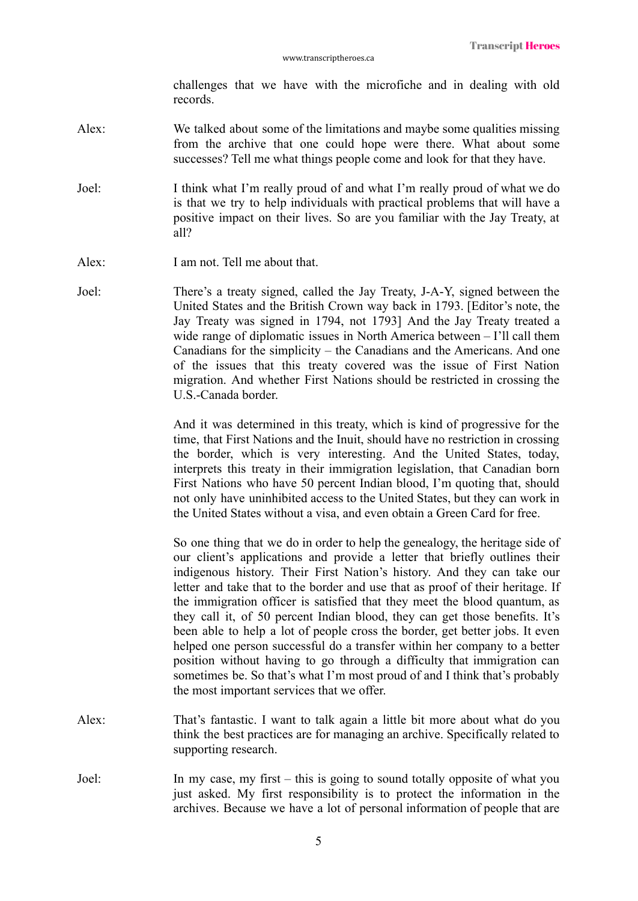challenges that we have with the microfiche and in dealing with old records.

Alex: We talked about some of the limitations and maybe some qualities missing from the archive that one could hope were there. What about some successes? Tell me what things people come and look for that they have.

Joel: I think what I'm really proud of and what I'm really proud of what we do is that we try to help individuals with practical problems that will have a positive impact on their lives. So are you familiar with the Jay Treaty, at all?

Alex: I am not. Tell me about that.

Joel: There's a treaty signed, called the Jay Treaty, J-A-Y, signed between the United States and the British Crown way back in 1793. [Editor's note, the Jay Treaty was signed in 1794, not 1793] And the Jay Treaty treated a wide range of diplomatic issues in North America between – I'll call them Canadians for the simplicity – the Canadians and the Americans. And one of the issues that this treaty covered was the issue of First Nation migration. And whether First Nations should be restricted in crossing the U.S.-Canada border.

And it was determined in this treaty, which is kind of progressive for the time, that First Nations and the Inuit, should have no restriction in crossing the border, which is very interesting. And the United States, today, interprets this treaty in their immigration legislation, that Canadian born First Nations who have 50 percent Indian blood, I'm quoting that, should not only have uninhibited access to the United States, but they can work in the United States without a visa, and even obtain a Green Card for free.

So one thing that we do in order to help the genealogy, the heritage side of our client's applications and provide a letter that briefly outlines their indigenous history. Their First Nation's history. And they can take our letter and take that to the border and use that as proof of their heritage. If the immigration officer is satisfied that they meet the blood quantum, as they call it, of 50 percent Indian blood, they can get those benefits. It's been able to help a lot of people cross the border, get better jobs. It even helped one person successful do a transfer within her company to a better position without having to go through a difficulty that immigration can sometimes be. So that's what I'm most proud of and I think that's probably the most important services that we offer.

Alex: That's fantastic. I want to talk again a little bit more about what do you think the best practices are for managing an archive. Specifically related to supporting research.

Joel: In my case, my first – this is going to sound totally opposite of what you just asked. My first responsibility is to protect the information in the archives. Because we have a lot of personal information of people that are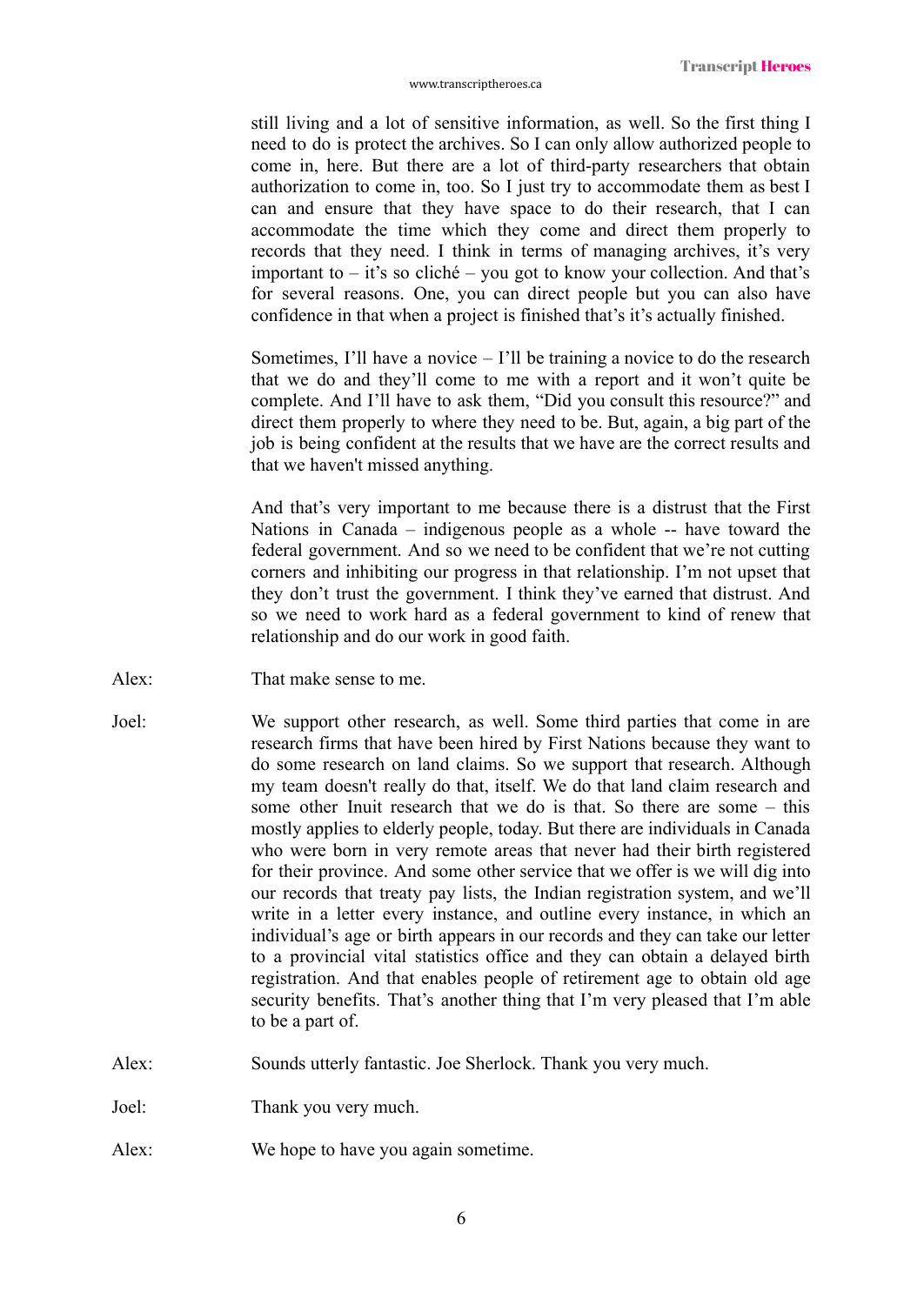still living and a lot of sensitive information, as well. So the first thing I need to do is protect the archives. So I can only allow authorized people to come in, here. But there are a lot of third-party researchers that obtain authorization to come in, too. So I just try to accommodate them as best I can and ensure that they have space to do their research, that I can accommodate the time which they come and direct them properly to records that they need. I think in terms of managing archives, it's very important to – it's so cliché – you got to know your collection. And that's for several reasons. One, you can direct people but you can also have confidence in that when a project is finished that's it's actually finished.

Sometimes, I'll have a novice – I'll be training a novice to do the research that we do and they'll come to me with a report and it won't quite be complete. And I'll have to ask them, "Did you consult this resource?" and direct them properly to where they need to be. But, again, a big part of the job is being confident at the results that we have are the correct results and that we haven't missed anything.

And that's very important to me because there is a distrust that the First Nations in Canada – indigenous people as a whole -- have toward the federal government. And so we need to be confident that we're not cutting corners and inhibiting our progress in that relationship. I'm not upset that they don't trust the government. I think they've earned that distrust. And so we need to work hard as a federal government to kind of renew that relationship and do our work in good faith.

Alex: That make sense to me.

Joel: We support other research, as well. Some third parties that come in are research firms that have been hired by First Nations because they want to do some research on land claims. So we support that research. Although my team doesn't really do that, itself. We do that land claim research and some other Inuit research that we do is that. So there are some – this mostly applies to elderly people, today. But there are individuals in Canada who were born in very remote areas that never had their birth registered for their province. And some other service that we offer is we will dig into our records that treaty pay lists, the Indian registration system, and we'll write in a letter every instance, and outline every instance, in which an individual's age or birth appears in our records and they can take our letter to a provincial vital statistics office and they can obtain a delayed birth registration. And that enables people of retirement age to obtain old age security benefits. That's another thing that I'm very pleased that I'm able to be a part of.

Alex: Sounds utterly fantastic. Joe Sherlock. Thank you very much.

Joel: Thank you very much.

Alex: We hope to have you again sometime.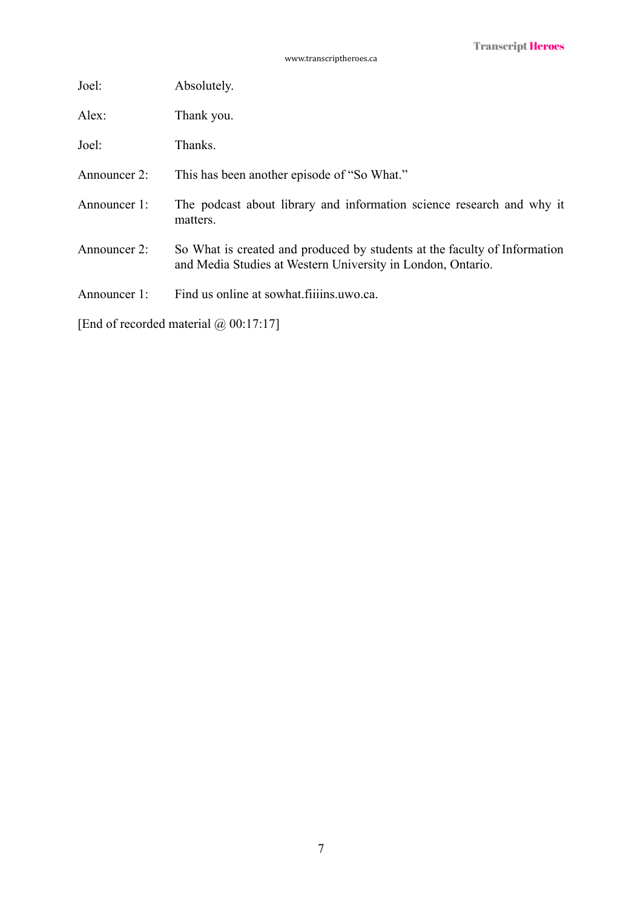Joel: Absolutely.

Alex: Thank you.

Joel: Thanks.

Announcer 2: This has been another episode of "So What."

Announcer 1: The podcast about library and information science research and why it matters.

Announcer 2: So What is created and produced by students at the faculty of Information and Media Studies at Western University in London, Ontario.

Announcer 1: Find us online at sowhat.fiiiins.uwo.ca.

[End of recorded material @ 00:17:17]